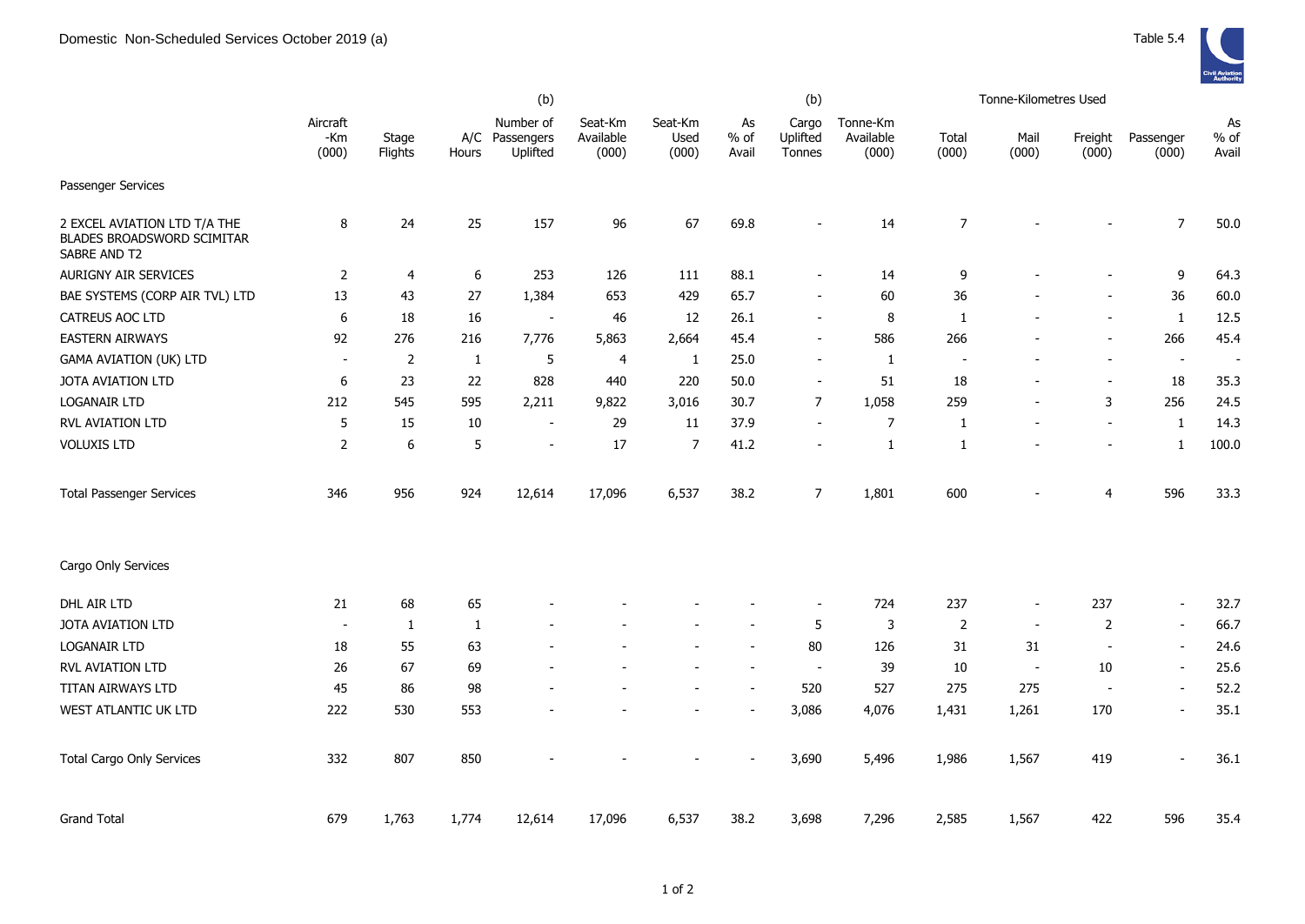Domestic Non-Scheduled Services October 2019 (a)

Table 5.4

| | Aircraft -Km (000) | Stage Flights | A/C Hours | (b) Number of Passengers Uplifted | Seat-Km Available (000) | Seat-Km Used (000) | As % of Avail | (b) Cargo Uplifted Tonnes | Tonne-Km Available (000) | Tonne-Kilometres Used Total (000) | Mail (000) | Freight (000) | Passenger (000) | As % of Avail |
|---|---|---|---|---|---|---|---|---|---|---|---|---|---|---|
| Passenger Services | | | | | | | | | | | | | | |
| 2 EXCEL AVIATION LTD T/A THE BLADES BROADSWORD SCIMITAR SABRE AND T2 | 8 | 24 | 25 | 157 | 96 | 67 | 69.8 | - | 14 | 7 | - | - | 7 | 50.0 |
| AURIGNY AIR SERVICES | 2 | 4 | 6 | 253 | 126 | 111 | 88.1 | - | 14 | 9 | - | - | 9 | 64.3 |
| BAE SYSTEMS (CORP AIR TVL) LTD | 13 | 43 | 27 | 1,384 | 653 | 429 | 65.7 | - | 60 | 36 | - | - | 36 | 60.0 |
| CATREUS AOC LTD | 6 | 18 | 16 | - | 46 | 12 | 26.1 | - | 8 | 1 | - | - | 1 | 12.5 |
| EASTERN AIRWAYS | 92 | 276 | 216 | 7,776 | 5,863 | 2,664 | 45.4 | - | 586 | 266 | - | - | 266 | 45.4 |
| GAMA AVIATION (UK) LTD | - | 2 | 1 | 5 | 4 | 1 | 25.0 | - | 1 | - | - | - | - | - |
| JOTA AVIATION LTD | 6 | 23 | 22 | 828 | 440 | 220 | 50.0 | - | 51 | 18 | - | - | 18 | 35.3 |
| LOGANAIR LTD | 212 | 545 | 595 | 2,211 | 9,822 | 3,016 | 30.7 | 7 | 1,058 | 259 | - | 3 | 256 | 24.5 |
| RVL AVIATION LTD | 5 | 15 | 10 | - | 29 | 11 | 37.9 | - | 7 | 1 | - | - | 1 | 14.3 |
| VOLUXIS LTD | 2 | 6 | 5 | - | 17 | 7 | 41.2 | - | 1 | 1 | - | - | 1 | 100.0 |
| Total Passenger Services | 346 | 956 | 924 | 12,614 | 17,096 | 6,537 | 38.2 | 7 | 1,801 | 600 | - | 4 | 596 | 33.3 |
| Cargo Only Services | | | | | | | | | | | | | | |
| DHL AIR LTD | 21 | 68 | 65 | - | - | - | - | - | 724 | 237 | - | 237 | - | 32.7 |
| JOTA AVIATION LTD | - | 1 | 1 | - | - | - | - | 5 | 3 | 2 | - | 2 | - | 66.7 |
| LOGANAIR LTD | 18 | 55 | 63 | - | - | - | - | 80 | 126 | 31 | 31 | - | - | 24.6 |
| RVL AVIATION LTD | 26 | 67 | 69 | - | - | - | - | - | 39 | 10 | - | 10 | - | 25.6 |
| TITAN AIRWAYS LTD | 45 | 86 | 98 | - | - | - | - | 520 | 527 | 275 | 275 | - | - | 52.2 |
| WEST ATLANTIC UK LTD | 222 | 530 | 553 | - | - | - | - | 3,086 | 4,076 | 1,431 | 1,261 | 170 | - | 35.1 |
| Total Cargo Only Services | 332 | 807 | 850 | - | - | - | - | 3,690 | 5,496 | 1,986 | 1,567 | 419 | - | 36.1 |
| Grand Total | 679 | 1,763 | 1,774 | 12,614 | 17,096 | 6,537 | 38.2 | 3,698 | 7,296 | 2,585 | 1,567 | 422 | 596 | 35.4 |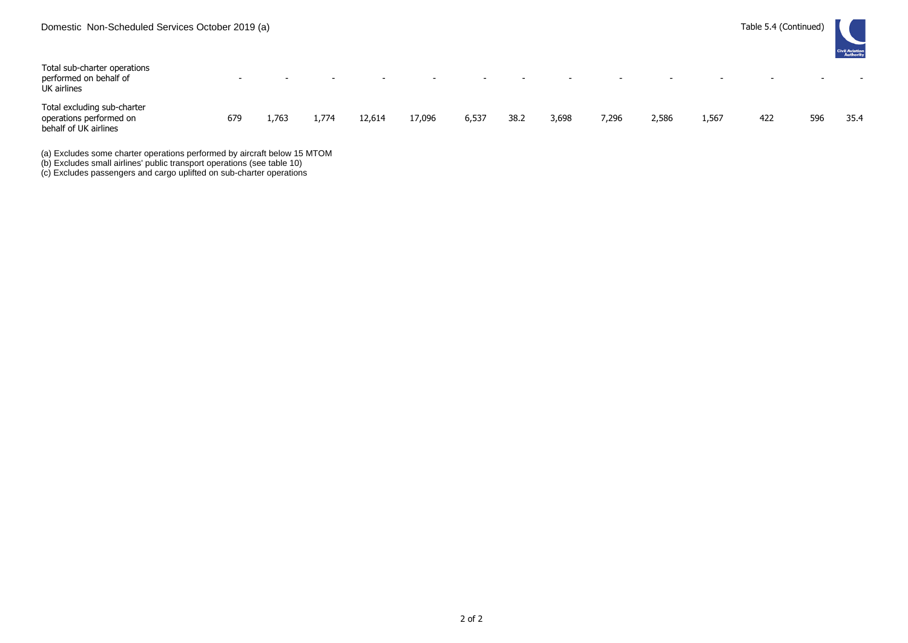Domestic Non-Scheduled Services October 2019 (a)

Table 5.4 (Continued)

| | | | | | | | | | | | | | | |
|---|---|---|---|---|---|---|---|---|---|---|---|---|---|---|
| Total sub-charter operations performed on behalf of UK airlines | - | - | - | - | - | - | - | - | - | - | - | - | - | - |
| Total excluding sub-charter operations performed on behalf of UK airlines | 679 | 1,763 | 1,774 | 12,614 | 17,096 | 6,537 | 38.2 | 3,698 | 7,296 | 2,586 | 1,567 | 422 | 596 | 35.4 |

(a) Excludes some charter operations performed by aircraft below 15 MTOM

(b) Excludes small airlines' public transport operations (see table 10)

(c) Excludes passengers and cargo uplifted on sub-charter operations